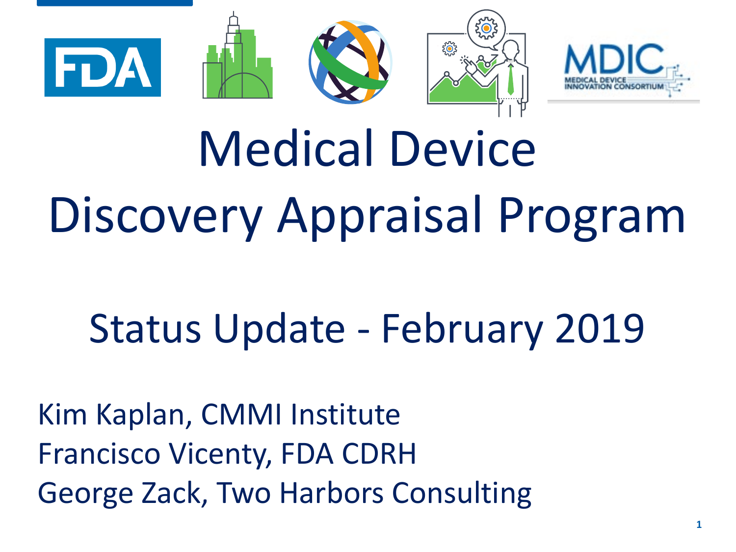# Medical Device Discovery Appraisal Program

## Status Update - February 2019

Kim Kaplan, CMMI Institute
Francisco Vicenty, FDA CDRH
George Zack, Two Harbors Consulting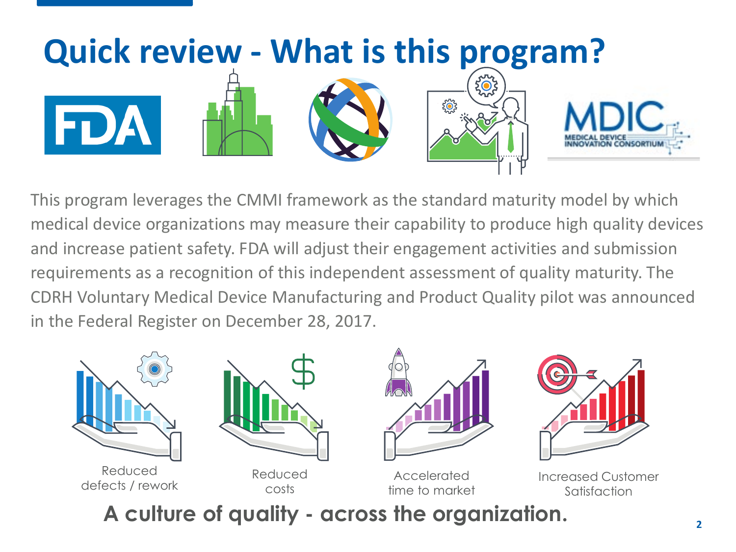# Quick review - What is this program?

This program leverages the CMMI framework as the standard maturity model by which medical device organizations may measure their capability to produce high quality devices and increase patient safety. FDA will adjust their engagement activities and submission requirements as a recognition of this independent assessment of quality maturity. The CDRH Voluntary Medical Device Manufacturing and Product Quality pilot was announced in the Federal Register on December 28, 2017.

- Reduced defects / rework
- Reduced costs
- Accelerated time to market
- Increased Customer Satisfaction

**A culture of quality - across the organization.**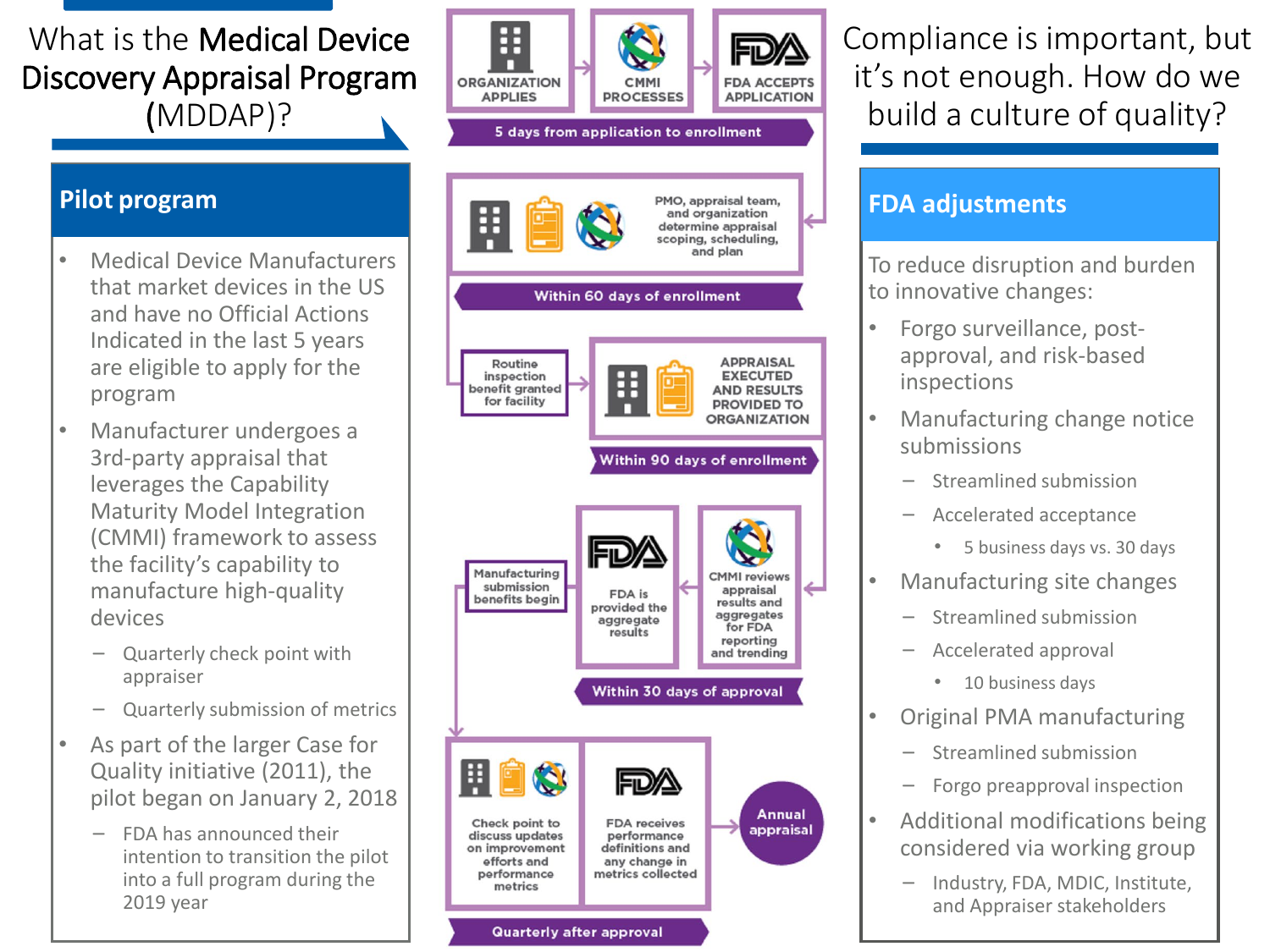# What is the Medical Device Discovery Appraisal Program (MDDAP)?

## Pilot program

- Medical Device Manufacturers that market devices in the US and have no Official Actions Indicated in the last 5 years are eligible to apply for the program
- Manufacturer undergoes a 3rd-party appraisal that leverages the Capability Maturity Model Integration (CMMI) framework to assess the facility's capability to manufacture high-quality devices
  - Quarterly check point with appraiser
  - Quarterly submission of metrics
- As part of the larger Case for Quality initiative (2011), the pilot began on January 2, 2018
  - FDA has announced their intention to transition the pilot into a full program during the 2019 year

ORGANIZATION APPLIES → CMMI PROCESSES → FDA ACCEPTS APPLICATION

5 days from application to enrollment

PMO, appraisal team, and organization determine appraisal scoping, scheduling, and plan

Within 60 days of enrollment

Routine inspection benefit granted for facility → APPRAISAL EXECUTED AND RESULTS PROVIDED TO ORGANIZATION

Within 90 days of enrollment

CMMI reviews appraisal results and aggregates for FDA reporting and trending → FDA is provided the aggregate results → Manufacturing submission benefits begin

Within 30 days of approval

Check point to discuss updates on improvement efforts and performance metrics

FDA receives performance definitions and any change in metrics collected → Annual appraisal

Quarterly after approval

# Compliance is important, but it's not enough. How do we build a culture of quality?

## FDA adjustments

To reduce disruption and burden to innovative changes:

- Forgo surveillance, post-approval, and risk-based inspections
- Manufacturing change notice submissions
  - Streamlined submission
  - Accelerated acceptance
    - 5 business days vs. 30 days
- Manufacturing site changes
  - Streamlined submission
  - Accelerated approval
    - 10 business days
- Original PMA manufacturing
  - Streamlined submission
  - Forgo preapproval inspection
- Additional modifications being considered via working group
  - Industry, FDA, MDIC, Institute, and Appraiser stakeholders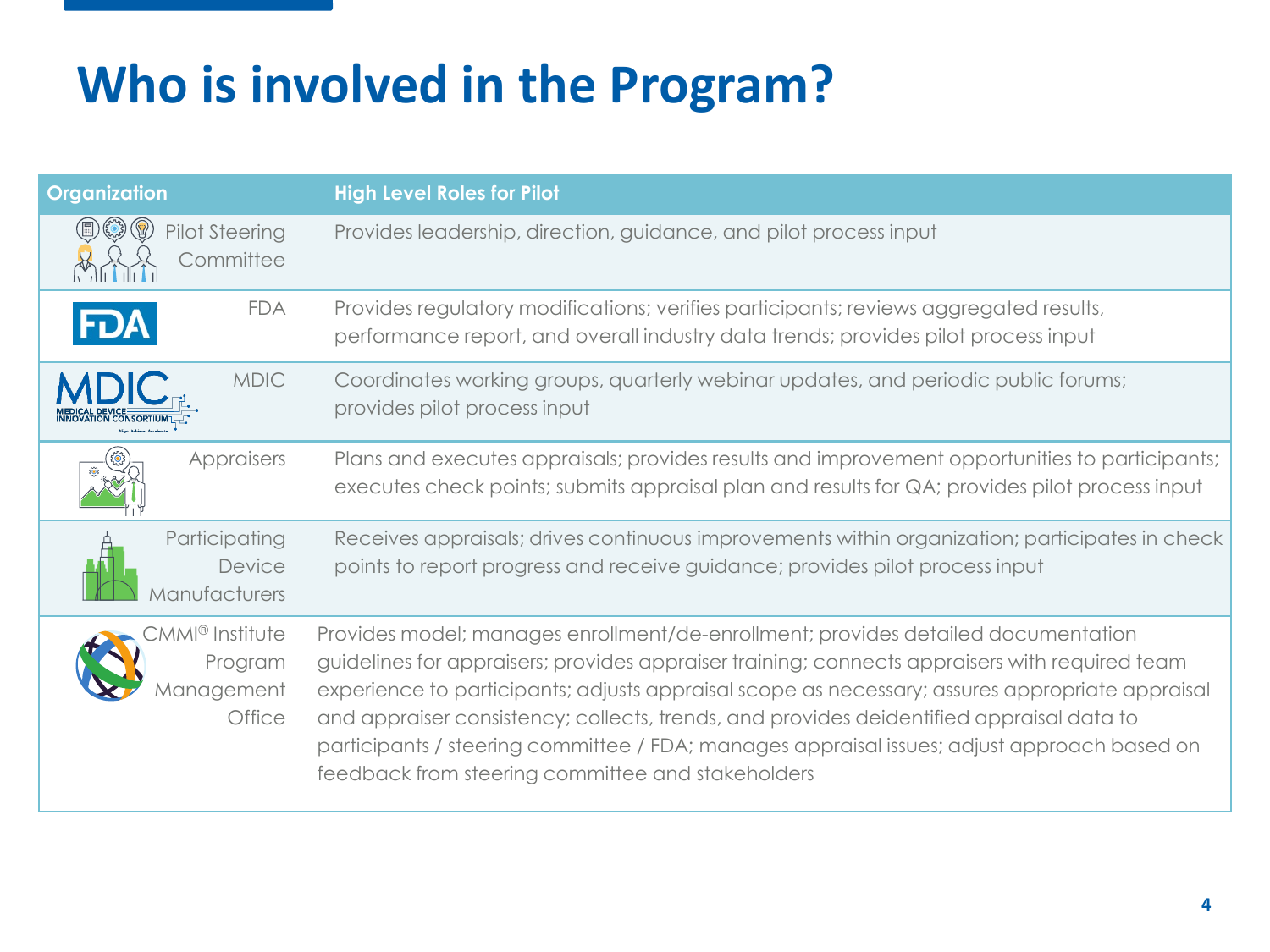# Who is involved in the Program?

| Organization | High Level Roles for Pilot |
|---|---|
| Pilot Steering Committee | Provides leadership, direction, guidance, and pilot process input |
| FDA | Provides regulatory modifications; verifies participants; reviews aggregated results, performance report, and overall industry data trends; provides pilot process input |
| MDIC | Coordinates working groups, quarterly webinar updates, and periodic public forums; provides pilot process input |
| Appraisers | Plans and executes appraisals; provides results and improvement opportunities to participants; executes check points; submits appraisal plan and results for QA; provides pilot process input |
| Participating Device Manufacturers | Receives appraisals; drives continuous improvements within organization; participates in check points to report progress and receive guidance; provides pilot process input |
| CMMI® Institute Program Management Office | Provides model; manages enrollment/de-enrollment; provides detailed documentation guidelines for appraisers; provides appraiser training; connects appraisers with required team experience to participants; adjusts appraisal scope as necessary; assures appropriate appraisal and appraiser consistency; collects, trends, and provides deidentified appraisal data to participants / steering committee / FDA; manages appraisal issues; adjust approach based on feedback from steering committee and stakeholders |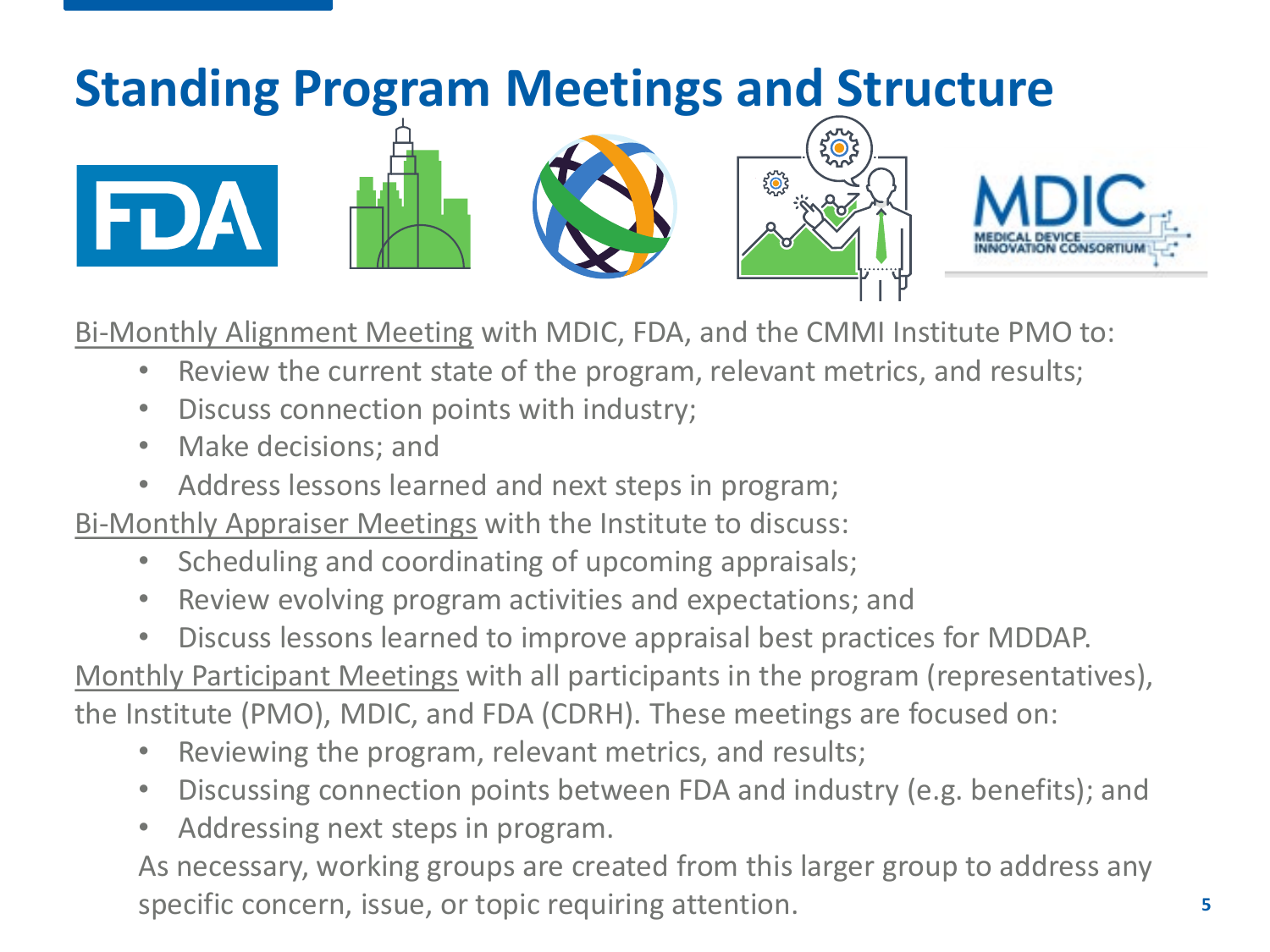# Standing Program Meetings and Structure

Bi-Monthly Alignment Meeting with MDIC, FDA, and the CMMI Institute PMO to:

- Review the current state of the program, relevant metrics, and results;
- Discuss connection points with industry;
- Make decisions; and
- Address lessons learned and next steps in program;

Bi-Monthly Appraiser Meetings with the Institute to discuss:

- Scheduling and coordinating of upcoming appraisals;
- Review evolving program activities and expectations; and
- Discuss lessons learned to improve appraisal best practices for MDDAP.

Monthly Participant Meetings with all participants in the program (representatives), the Institute (PMO), MDIC, and FDA (CDRH). These meetings are focused on:

- Reviewing the program, relevant metrics, and results;
- Discussing connection points between FDA and industry (e.g. benefits); and
- Addressing next steps in program.

As necessary, working groups are created from this larger group to address any specific concern, issue, or topic requiring attention.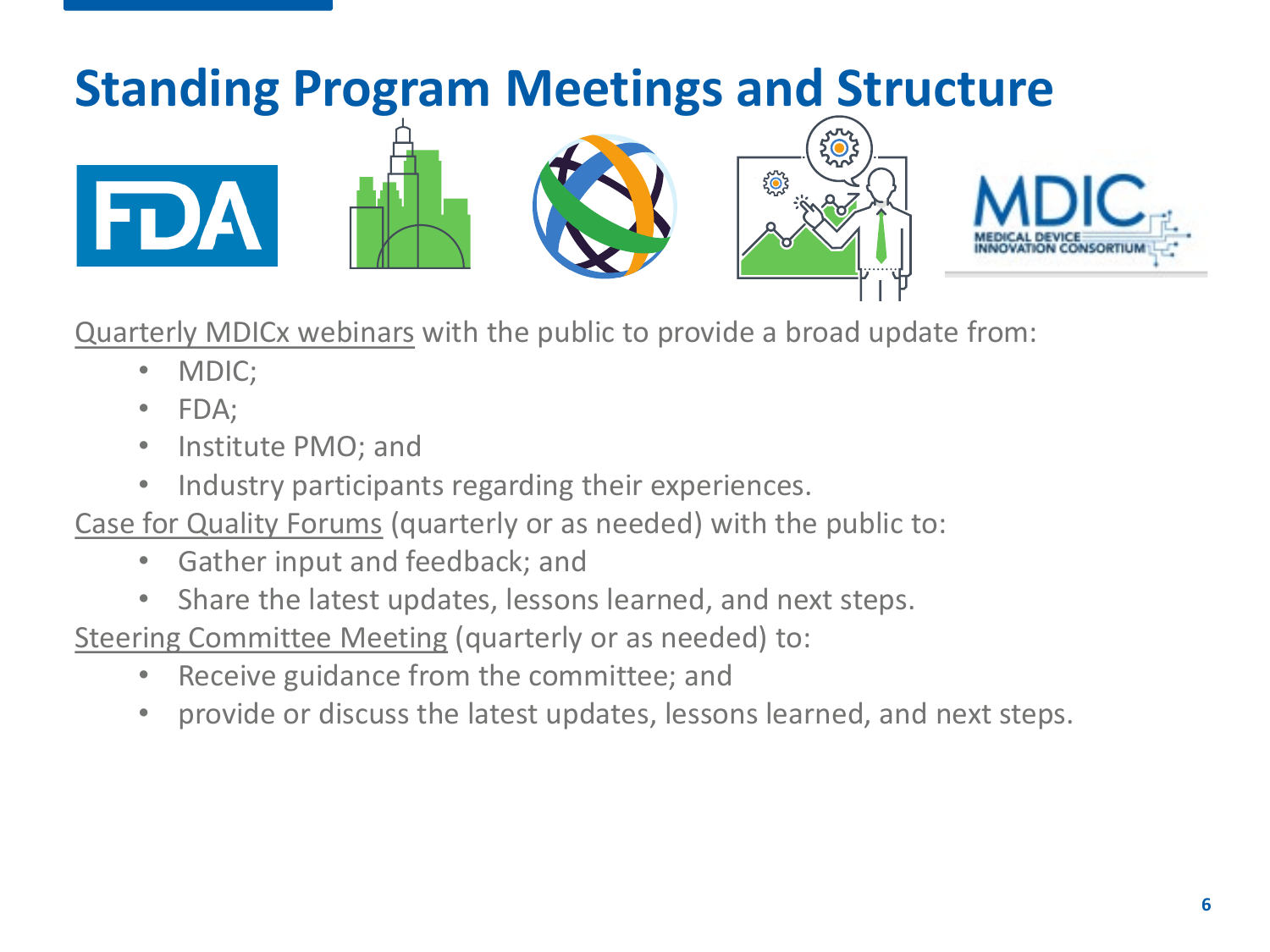# Standing Program Meetings and Structure

<u>Quarterly MDICx webinars</u> with the public to provide a broad update from:

- MDIC;
- FDA;
- Institute PMO; and
- Industry participants regarding their experiences.

<u>Case for Quality Forums</u> (quarterly or as needed) with the public to:

- Gather input and feedback; and
- Share the latest updates, lessons learned, and next steps.

<u>Steering Committee Meeting</u> (quarterly or as needed) to:

- Receive guidance from the committee; and
- provide or discuss the latest updates, lessons learned, and next steps.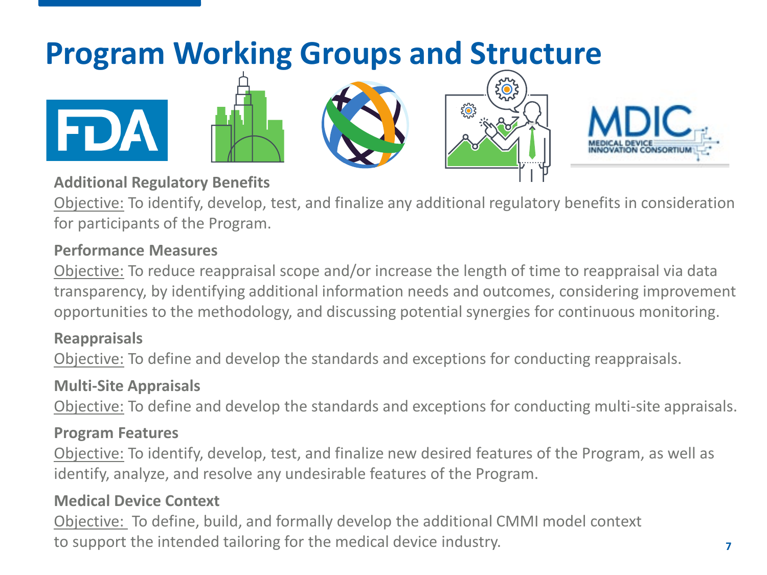# Program Working Groups and Structure

**Additional Regulatory Benefits**

Objective: To identify, develop, test, and finalize any additional regulatory benefits in consideration for participants of the Program.

**Performance Measures**

Objective: To reduce reappraisal scope and/or increase the length of time to reappraisal via data transparency, by identifying additional information needs and outcomes, considering improvement opportunities to the methodology, and discussing potential synergies for continuous monitoring.

**Reappraisals**

Objective: To define and develop the standards and exceptions for conducting reappraisals.

**Multi-Site Appraisals**

Objective: To define and develop the standards and exceptions for conducting multi-site appraisals.

**Program Features**

Objective: To identify, develop, test, and finalize new desired features of the Program, as well as identify, analyze, and resolve any undesirable features of the Program.

**Medical Device Context**

Objective: To define, build, and formally develop the additional CMMI model context to support the intended tailoring for the medical device industry.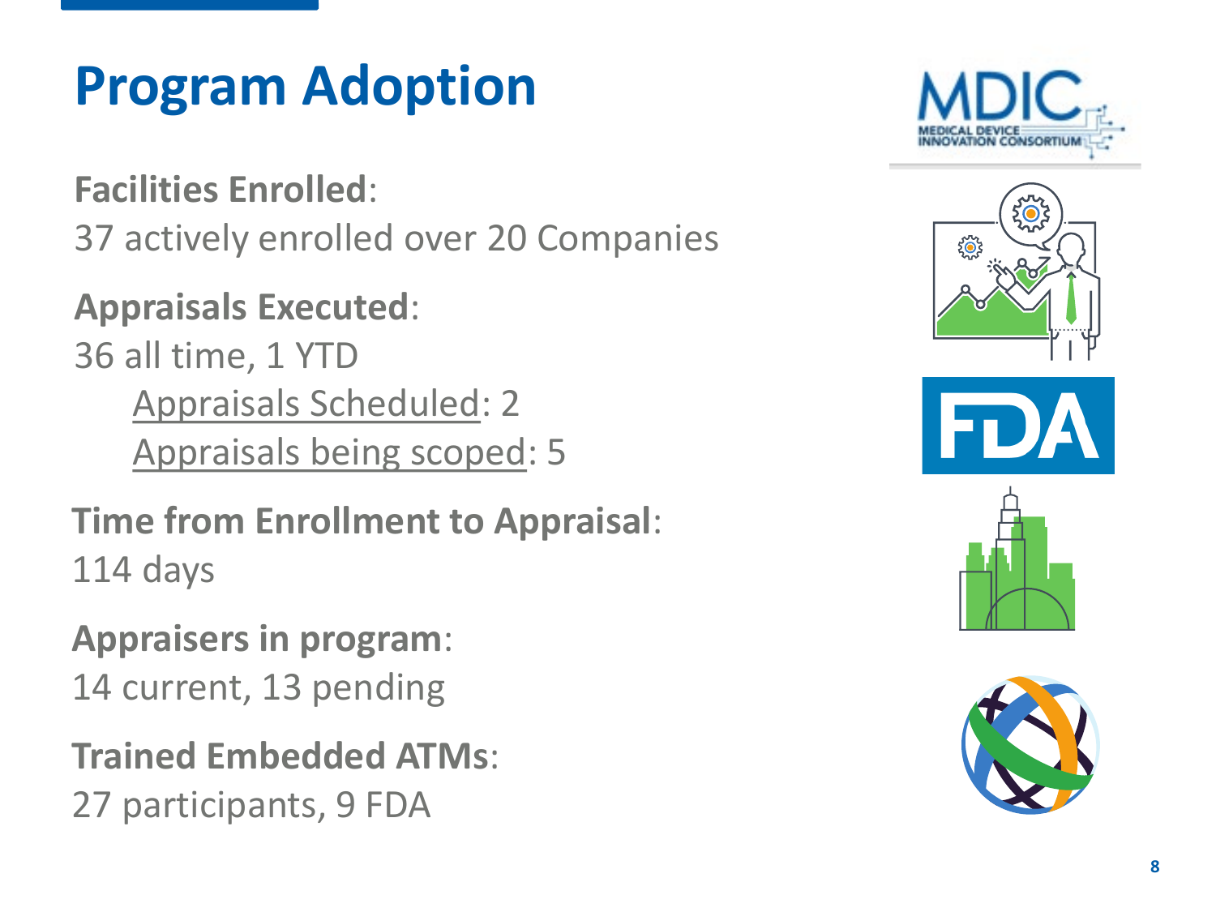# Program Adoption

**Facilities Enrolled**:
37 actively enrolled over 20 Companies

**Appraisals Executed**:
36 all time, 1 YTD

- Appraisals Scheduled: 2
- Appraisals being scoped: 5

**Time from Enrollment to Appraisal**:
114 days

**Appraisers in program**:
14 current, 13 pending

**Trained Embedded ATMs**:
27 participants, 9 FDA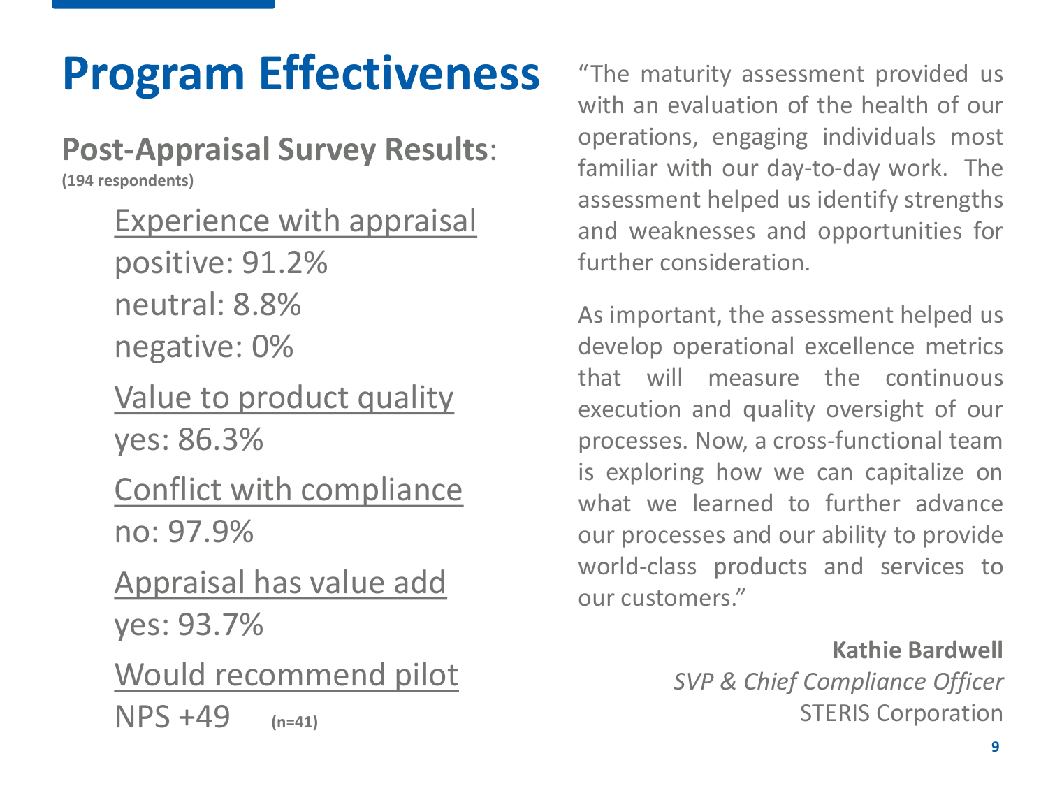# Program Effectiveness

**Post-Appraisal Survey Results**:
**(194 respondents)**

Experience with appraisal
positive: 91.2%
neutral: 8.8%
negative: 0%

Value to product quality
yes: 86.3%

Conflict with compliance
no: 97.9%

Appraisal has value add
yes: 93.7%

Would recommend pilot
NPS +49 **(n=41)**

"The maturity assessment provided us with an evaluation of the health of our operations, engaging individuals most familiar with our day-to-day work. The assessment helped us identify strengths and weaknesses and opportunities for further consideration.

As important, the assessment helped us develop operational excellence metrics that will measure the continuous execution and quality oversight of our processes. Now, a cross-functional team is exploring how we can capitalize on what we learned to further advance our processes and our ability to provide world-class products and services to our customers."

**Kathie Bardwell**
*SVP & Chief Compliance Officer*
STERIS Corporation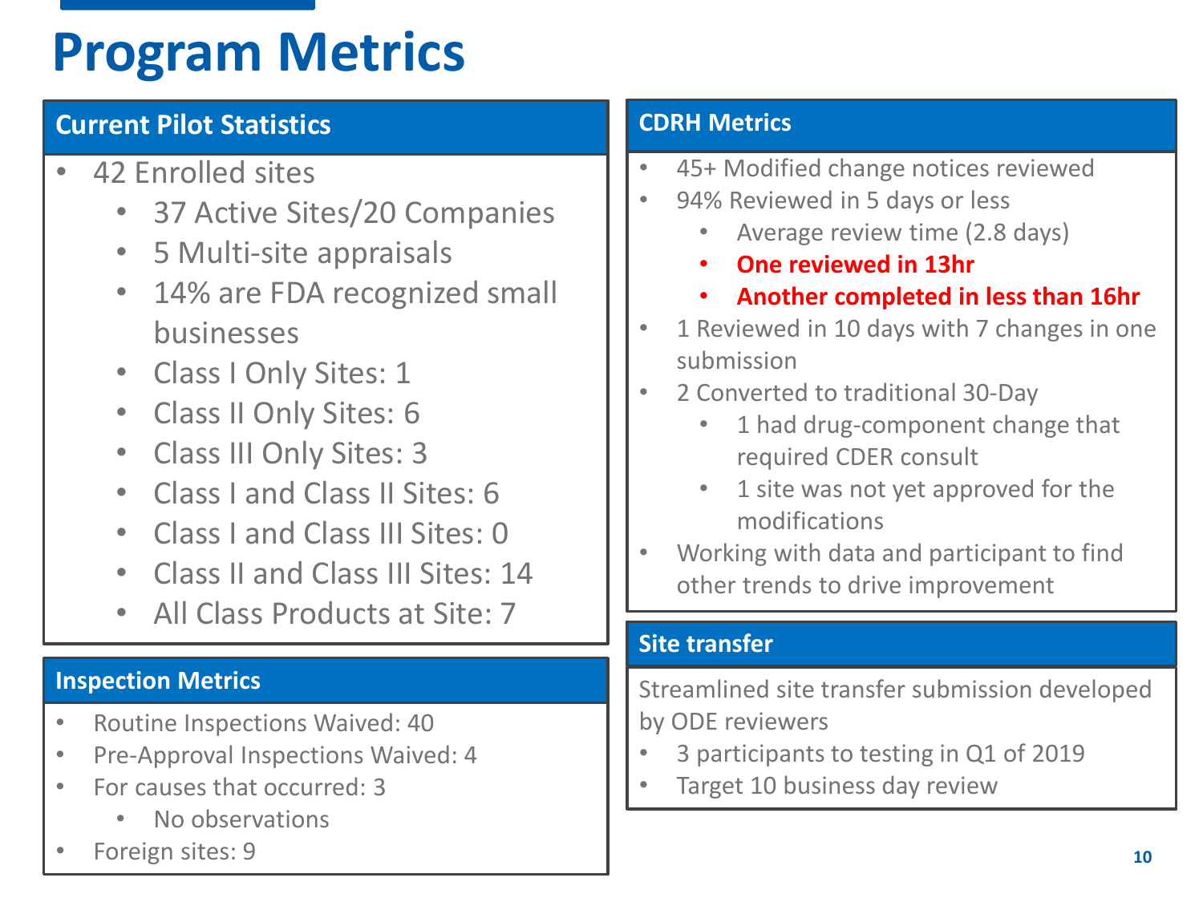# Program Metrics

## Current Pilot Statistics

- 42 Enrolled sites
  - 37 Active Sites/20 Companies
  - 5 Multi-site appraisals
  - 14% are FDA recognized small businesses
  - Class I Only Sites: 1
  - Class II Only Sites: 6
  - Class III Only Sites: 3
  - Class I and Class II Sites: 6
  - Class I and Class III Sites: 0
  - Class II and Class III Sites: 14
  - All Class Products at Site: 7

## Inspection Metrics

- Routine Inspections Waived: 40
- Pre-Approval Inspections Waived: 4
- For causes that occurred: 3
  - No observations
- Foreign sites: 9

## CDRH Metrics

- 45+ Modified change notices reviewed
- 94% Reviewed in 5 days or less
  - Average review time (2.8 days)
  - **One reviewed in 13hr**
  - **Another completed in less than 16hr**
- 1 Reviewed in 10 days with 7 changes in one submission
- 2 Converted to traditional 30-Day
  - 1 had drug-component change that required CDER consult
  - 1 site was not yet approved for the modifications
- Working with data and participant to find other trends to drive improvement

## Site transfer

Streamlined site transfer submission developed by ODE reviewers

- 3 participants to testing in Q1 of 2019
- Target 10 business day review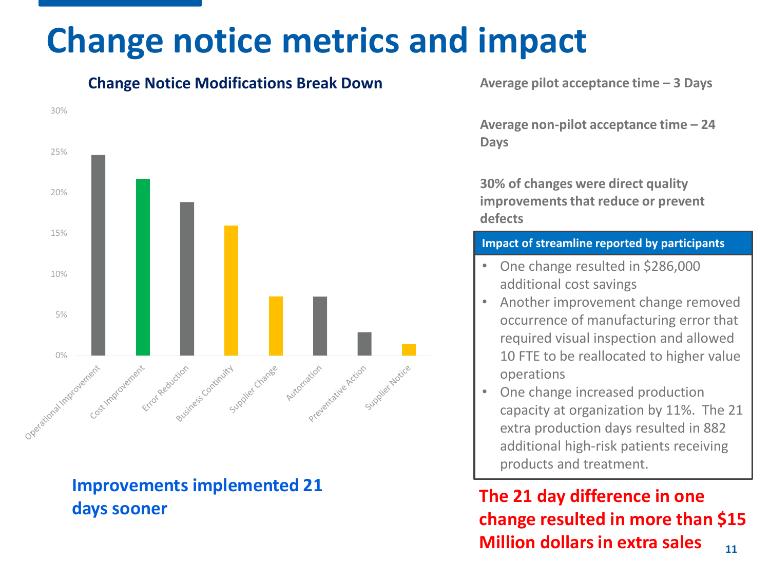# Change notice metrics and impact

**Change Notice Modifications Break Down**

| Category | Approx. % |
|---|---|
| Operational Improvement | ~25% |
| Cost Improvement | ~22% |
| Error Reduction | ~19% |
| Business Continuity | ~16% |
| Supplier Change | ~7% |
| Automation | ~7% |
| Preventative Action | ~3% |
| Supplier Notice | ~1% |

**Improvements implemented 21 days sooner**

**Average pilot acceptance time – 3 Days**

**Average non-pilot acceptance time – 24 Days**

**30% of changes were direct quality improvements that reduce or prevent defects**

**Impact of streamline reported by participants**

- One change resulted in $286,000 additional cost savings
- Another improvement change removed occurrence of manufacturing error that required visual inspection and allowed 10 FTE to be reallocated to higher value operations
- One change increased production capacity at organization by 11%. The 21 extra production days resulted in 882 additional high-risk patients receiving products and treatment.

**The 21 day difference in one change resulted in more than $15 Million dollars in extra sales**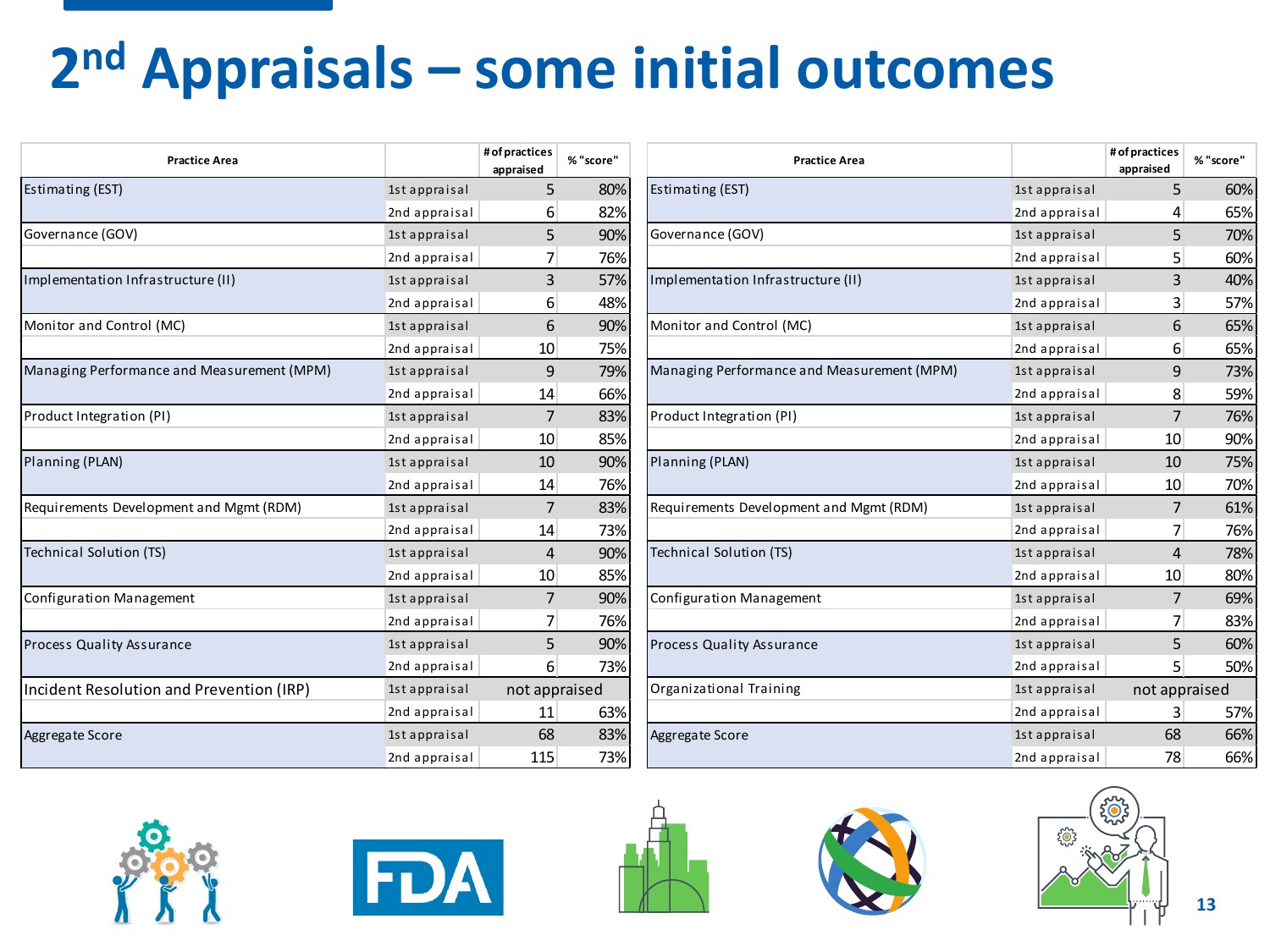# 2nd Appraisals – some initial outcomes

| Practice Area | | # of practices appraised | % "score" |
|---|---|---|---|
| Estimating (EST) | 1st appraisal | 5 | 80% |
| | 2nd appraisal | 6 | 82% |
| Governance (GOV) | 1st appraisal | 5 | 90% |
| | 2nd appraisal | 7 | 76% |
| Implementation Infrastructure (II) | 1st appraisal | 3 | 57% |
| | 2nd appraisal | 6 | 48% |
| Monitor and Control (MC) | 1st appraisal | 6 | 90% |
| | 2nd appraisal | 10 | 75% |
| Managing Performance and Measurement (MPM) | 1st appraisal | 9 | 79% |
| | 2nd appraisal | 14 | 66% |
| Product Integration (PI) | 1st appraisal | 7 | 83% |
| | 2nd appraisal | 10 | 85% |
| Planning (PLAN) | 1st appraisal | 10 | 90% |
| | 2nd appraisal | 14 | 76% |
| Requirements Development and Mgmt (RDM) | 1st appraisal | 7 | 83% |
| | 2nd appraisal | 14 | 73% |
| Technical Solution (TS) | 1st appraisal | 4 | 90% |
| | 2nd appraisal | 10 | 85% |
| Configuration Management | 1st appraisal | 7 | 90% |
| | 2nd appraisal | 7 | 76% |
| Process Quality Assurance | 1st appraisal | 5 | 90% |
| | 2nd appraisal | 6 | 73% |
| Incident Resolution and Prevention (IRP) | 1st appraisal | not appraised | |
| | 2nd appraisal | 11 | 63% |
| Aggregate Score | 1st appraisal | 68 | 83% |
| | 2nd appraisal | 115 | 73% |

| Practice Area | | # of practices appraised | % "score" |
|---|---|---|---|
| Estimating (EST) | 1st appraisal | 5 | 60% |
| | 2nd appraisal | 4 | 65% |
| Governance (GOV) | 1st appraisal | 5 | 70% |
| | 2nd appraisal | 5 | 60% |
| Implementation Infrastructure (II) | 1st appraisal | 3 | 40% |
| | 2nd appraisal | 3 | 57% |
| Monitor and Control (MC) | 1st appraisal | 6 | 65% |
| | 2nd appraisal | 6 | 65% |
| Managing Performance and Measurement (MPM) | 1st appraisal | 9 | 73% |
| | 2nd appraisal | 8 | 59% |
| Product Integration (PI) | 1st appraisal | 7 | 76% |
| | 2nd appraisal | 10 | 90% |
| Planning (PLAN) | 1st appraisal | 10 | 75% |
| | 2nd appraisal | 10 | 70% |
| Requirements Development and Mgmt (RDM) | 1st appraisal | 7 | 61% |
| | 2nd appraisal | 7 | 76% |
| Technical Solution (TS) | 1st appraisal | 4 | 78% |
| | 2nd appraisal | 10 | 80% |
| Configuration Management | 1st appraisal | 7 | 69% |
| | 2nd appraisal | 7 | 83% |
| Process Quality Assurance | 1st appraisal | 5 | 60% |
| | 2nd appraisal | 5 | 50% |
| Organizational Training | 1st appraisal | not appraised | |
| | 2nd appraisal | 3 | 57% |
| Aggregate Score | 1st appraisal | 68 | 66% |
| | 2nd appraisal | 78 | 66% |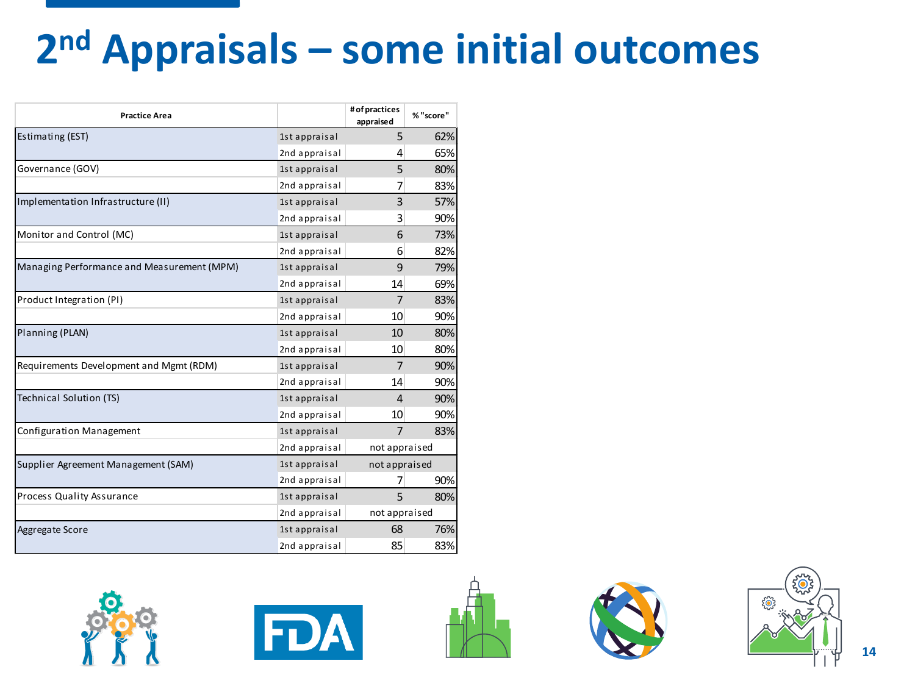# 2nd Appraisals – some initial outcomes

| Practice Area | | # of practices appraised | % "score" |
|---|---|---|---|
| Estimating (EST) | 1st appraisal | 5 | 62% |
| | 2nd appraisal | 4 | 65% |
| Governance (GOV) | 1st appraisal | 5 | 80% |
| | 2nd appraisal | 7 | 83% |
| Implementation Infrastructure (II) | 1st appraisal | 3 | 57% |
| | 2nd appraisal | 3 | 90% |
| Monitor and Control (MC) | 1st appraisal | 6 | 73% |
| | 2nd appraisal | 6 | 82% |
| Managing Performance and Measurement (MPM) | 1st appraisal | 9 | 79% |
| | 2nd appraisal | 14 | 69% |
| Product Integration (PI) | 1st appraisal | 7 | 83% |
| | 2nd appraisal | 10 | 90% |
| Planning (PLAN) | 1st appraisal | 10 | 80% |
| | 2nd appraisal | 10 | 80% |
| Requirements Development and Mgmt (RDM) | 1st appraisal | 7 | 90% |
| | 2nd appraisal | 14 | 90% |
| Technical Solution (TS) | 1st appraisal | 4 | 90% |
| | 2nd appraisal | 10 | 90% |
| Configuration Management | 1st appraisal | 7 | 83% |
| | 2nd appraisal | not appraised | |
| Supplier Agreement Management (SAM) | 1st appraisal | not appraised | |
| | 2nd appraisal | 7 | 90% |
| Process Quality Assurance | 1st appraisal | 5 | 80% |
| | 2nd appraisal | not appraised | |
| Aggregate Score | 1st appraisal | 68 | 76% |
| | 2nd appraisal | 85 | 83% |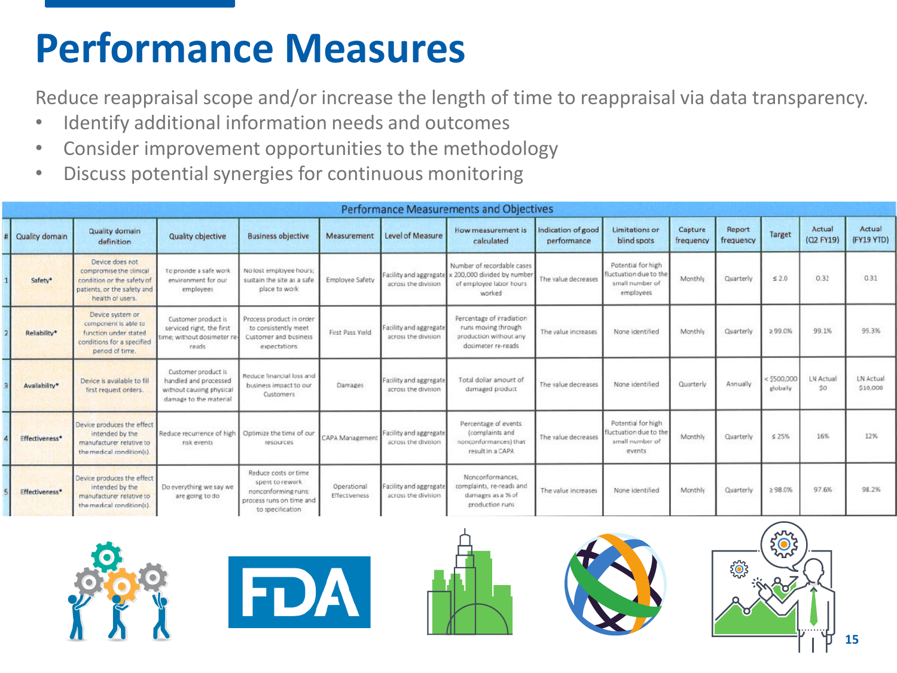# Performance Measures

Reduce reappraisal scope and/or increase the length of time to reappraisal via data transparency.

- Identify additional information needs and outcomes
- Consider improvement opportunities to the methodology
- Discuss potential synergies for continuous monitoring

| Performance Measurements and Objectives | | | | | | | | | | | | | | |
|---|---|---|---|---|---|---|---|---|---|---|---|---|---|---|
| # | Quality domain | Quality domain definition | Quality objective | Business objective | Measurement | Level of Measure | How measurement is calculated | Indication of good performance | Limitations or blind spots | Capture frequency | Report frequency | Target | Actual (Q2 FY19) | Actual (FY19 YTD) |
| 1 | Safety* | Device does not compromise the clinical condition or the safety of patients, or the safety and health of users. | To provide a safe work environment for our employees | No lost employee hours; sustain the site as a safe place to work | Employee Safety | Facility and aggregate across the division | Number of recordable cases x 200,000 divided by number of employee labor hours worked | The value decreases | Potential for high fluctuation due to the small number of employees | Monthly | Quarterly | ≤ 2.0 | 0.32 | 0.31 |
| 2 | Reliability* | Device system or component is able to function under stated conditions for a specified period of time. | Customer product is serviced right, the first time; without dosimeter re-reads | Process product in order to consistently meet Customer and business expectations | First Pass Yield | Facility and aggregate across the division | Percentage of irradiation runs moving through production without any dosimeter re-reads | The value increases | None identified | Monthly | Quarterly | ≥ 99.0% | 99.1% | 99.3% |
| 3 | Availability* | Device is available to fill first request orders. | Customer product is handled and processed without causing physical damage to the material | Reduce financial loss and business impact to our Customers | Damages | Facility and aggregate across the division | Total dollar amount of damaged product | The value decreases | None identified | Quarterly | Annually | < $500,000 globally | LN Actual $0 | LN Actual $10,000 |
| 4 | Effectiveness* | Device produces the effect intended by the manufacturer relative to the medical condition(s). | Reduce recurrence of high risk events | Optimize the time of our resources | CAPA Management | Facility and aggregate across the division | Percentage of events (complaints and nonconformances) that result in a CAPA | The value decreases | Potential for high fluctuation due to the small number of events | Monthly | Quarterly | ≤ 25% | 16% | 12% |
| 5 | Effectiveness* | Device produces the effect intended by the manufacturer relative to the medical condition(s). | Do everything we say we are going to do | Reduce costs or time spent to rework nonconforming runs; process runs on time and to specification | Operational Effectiveness | Facility and aggregate across the division | Nonconformances, complaints, re-reads and damages as a % of production runs | The value increases | None identified | Monthly | Quarterly | ≥ 98.0% | 97.6% | 98.2% |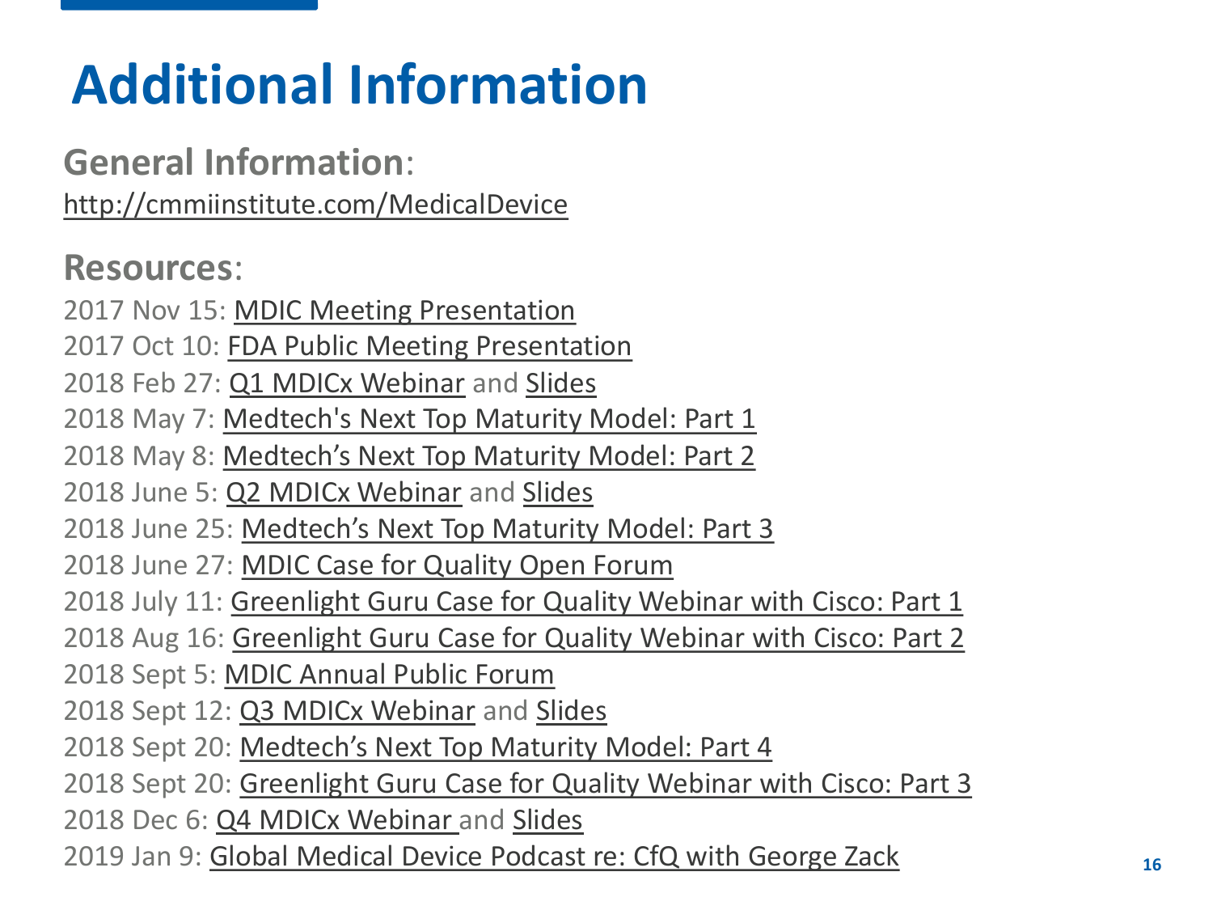# Additional Information

**General Information**:
http://cmmiinstitute.com/MedicalDevice

**Resources**:

2017 Nov 15: MDIC Meeting Presentation
2017 Oct 10: FDA Public Meeting Presentation
2018 Feb 27: Q1 MDICx Webinar and Slides
2018 May 7: Medtech's Next Top Maturity Model: Part 1
2018 May 8: Medtech's Next Top Maturity Model: Part 2
2018 June 5: Q2 MDICx Webinar and Slides
2018 June 25: Medtech's Next Top Maturity Model: Part 3
2018 June 27: MDIC Case for Quality Open Forum
2018 July 11: Greenlight Guru Case for Quality Webinar with Cisco: Part 1
2018 Aug 16: Greenlight Guru Case for Quality Webinar with Cisco: Part 2
2018 Sept 5: MDIC Annual Public Forum
2018 Sept 12: Q3 MDICx Webinar and Slides
2018 Sept 20: Medtech's Next Top Maturity Model: Part 4
2018 Sept 20: Greenlight Guru Case for Quality Webinar with Cisco: Part 3
2018 Dec 6: Q4 MDICx Webinar and Slides
2019 Jan 9: Global Medical Device Podcast re: CfQ with George Zack